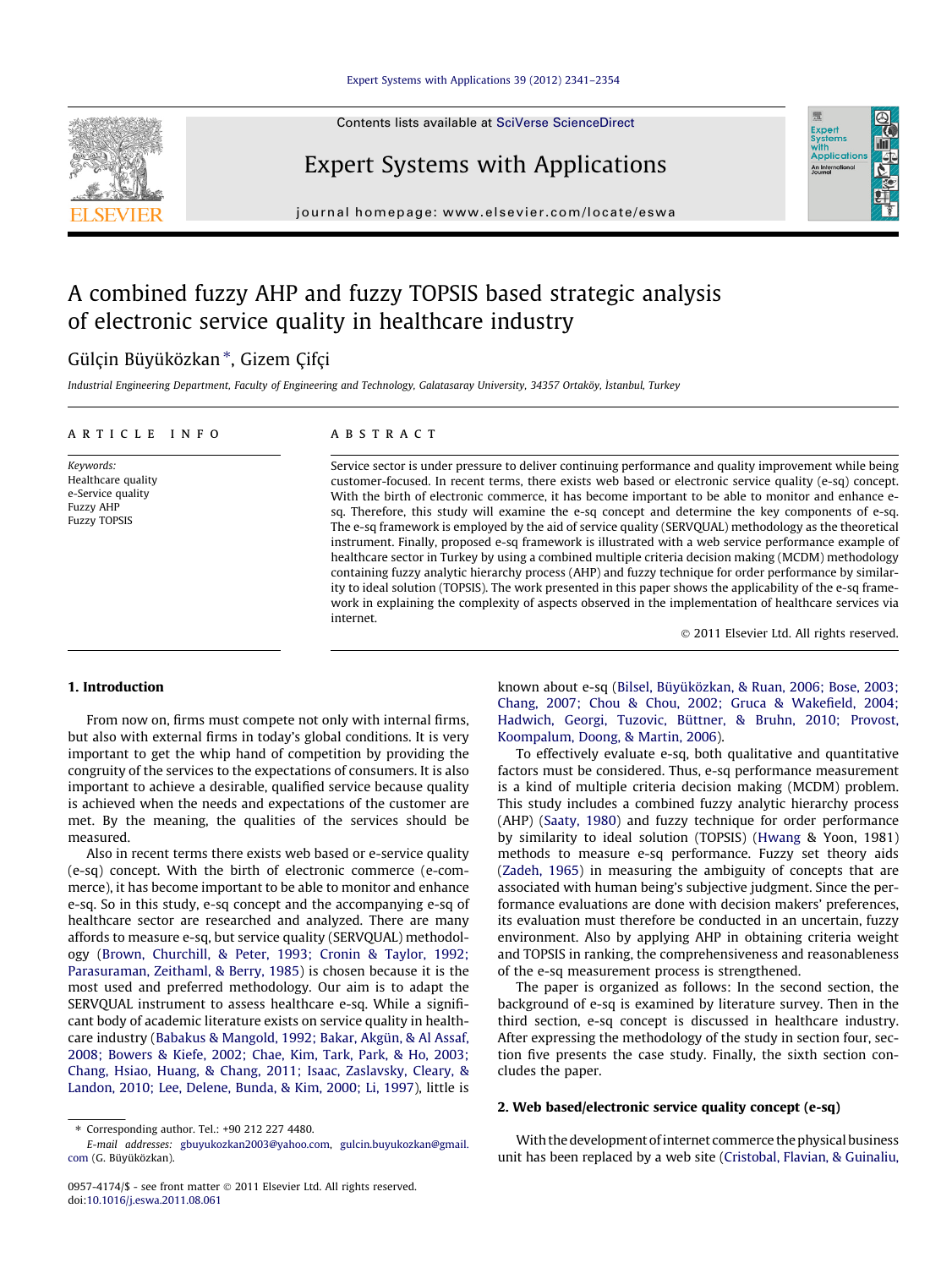# A combined fuzzy AHP and fuzzy TOPSIS based strategic analysis of electronic service quality in healthcare industry

Gülçin Büyüközkan *, Gizem Çifçi

*Industrial Engineering Department, Faculty of Engineering and Technology, Galatasaray University, 34357 Ortaköy, İstanbul, Turkey*

## ARTICLE INFO

*Keywords:*
Healthcare quality
e-Service quality
Fuzzy AHP
Fuzzy TOPSIS

## ABSTRACT

Service sector is under pressure to deliver continuing performance and quality improvement while being customer-focused. In recent terms, there exists web based or electronic service quality (e-sq) concept. With the birth of electronic commerce, it has become important to be able to monitor and enhance e-sq. Therefore, this study will examine the e-sq concept and determine the key components of e-sq. The e-sq framework is employed by the aid of service quality (SERVQUAL) methodology as the theoretical instrument. Finally, proposed e-sq framework is illustrated with a web service performance example of healthcare sector in Turkey by using a combined multiple criteria decision making (MCDM) methodology containing fuzzy analytic hierarchy process (AHP) and fuzzy technique for order performance by similarity to ideal solution (TOPSIS). The work presented in this paper shows the applicability of the e-sq framework in explaining the complexity of aspects observed in the implementation of healthcare services via internet.

© 2011 Elsevier Ltd. All rights reserved.

## 1. Introduction

From now on, firms must compete not only with internal firms, but also with external firms in today's global conditions. It is very important to get the whip hand of competition by providing the congruity of the services to the expectations of consumers. It is also important to achieve a desirable, qualified service because quality is achieved when the needs and expectations of the customer are met. By the meaning, the qualities of the services should be measured.

Also in recent terms there exists web based or e-service quality (e-sq) concept. With the birth of electronic commerce (e-commerce), it has become important to be able to monitor and enhance e-sq. So in this study, e-sq concept and the accompanying e-sq of healthcare sector are researched and analyzed. There are many affords to measure e-sq, but service quality (SERVQUAL) methodology (Brown, Churchill, & Peter, 1993; Cronin & Taylor, 1992; Parasuraman, Zeithaml, & Berry, 1985) is chosen because it is the most used and preferred methodology. Our aim is to adapt the SERVQUAL instrument to assess healthcare e-sq. While a significant body of academic literature exists on service quality in healthcare industry (Babakus & Mangold, 1992; Bakar, Akgün, & Al Assaf, 2008; Bowers & Kiefe, 2002; Chae, Kim, Tark, Park, & Ho, 2003; Chang, Hsiao, Huang, & Chang, 2011; Isaac, Zaslavsky, Cleary, & Landon, 2010; Lee, Delene, Bunda, & Kim, 2000; Li, 1997), little is known about e-sq (Bilsel, Büyüközkan, & Ruan, 2006; Bose, 2003; Chang, 2007; Chou & Chou, 2002; Gruca & Wakefield, 2004; Hadwich, Georgi, Tuzovic, Büttner, & Bruhn, 2010; Provost, Koompalum, Doong, & Martin, 2006).

To effectively evaluate e-sq, both qualitative and quantitative factors must be considered. Thus, e-sq performance measurement is a kind of multiple criteria decision making (MCDM) problem. This study includes a combined fuzzy analytic hierarchy process (AHP) (Saaty, 1980) and fuzzy technique for order performance by similarity to ideal solution (TOPSIS) (Hwang & Yoon, 1981) methods to measure e-sq performance. Fuzzy set theory aids (Zadeh, 1965) in measuring the ambiguity of concepts that are associated with human being's subjective judgment. Since the performance evaluations are done with decision makers' preferences, its evaluation must therefore be conducted in an uncertain, fuzzy environment. Also by applying AHP in obtaining criteria weight and TOPSIS in ranking, the comprehensiveness and reasonableness of the e-sq measurement process is strengthened.

The paper is organized as follows: In the second section, the background of e-sq is examined by literature survey. Then in the third section, e-sq concept is discussed in healthcare industry. After expressing the methodology of the study in section four, section five presents the case study. Finally, the sixth section concludes the paper.

## 2. Web based/electronic service quality concept (e-sq)

With the development of internet commerce the physical business unit has been replaced by a web site (Cristobal, Flavian, & Guinaliu,

---

* Corresponding author. Tel.: +90 212 227 4480.
*E-mail addresses:* gbuyukozkan2003@yahoo.com, gulcin.buyukozkan@gmail.com (G. Büyüközkan).

0957-4174/$ - see front matter © 2011 Elsevier Ltd. All rights reserved.
doi:10.1016/j.eswa.2011.08.061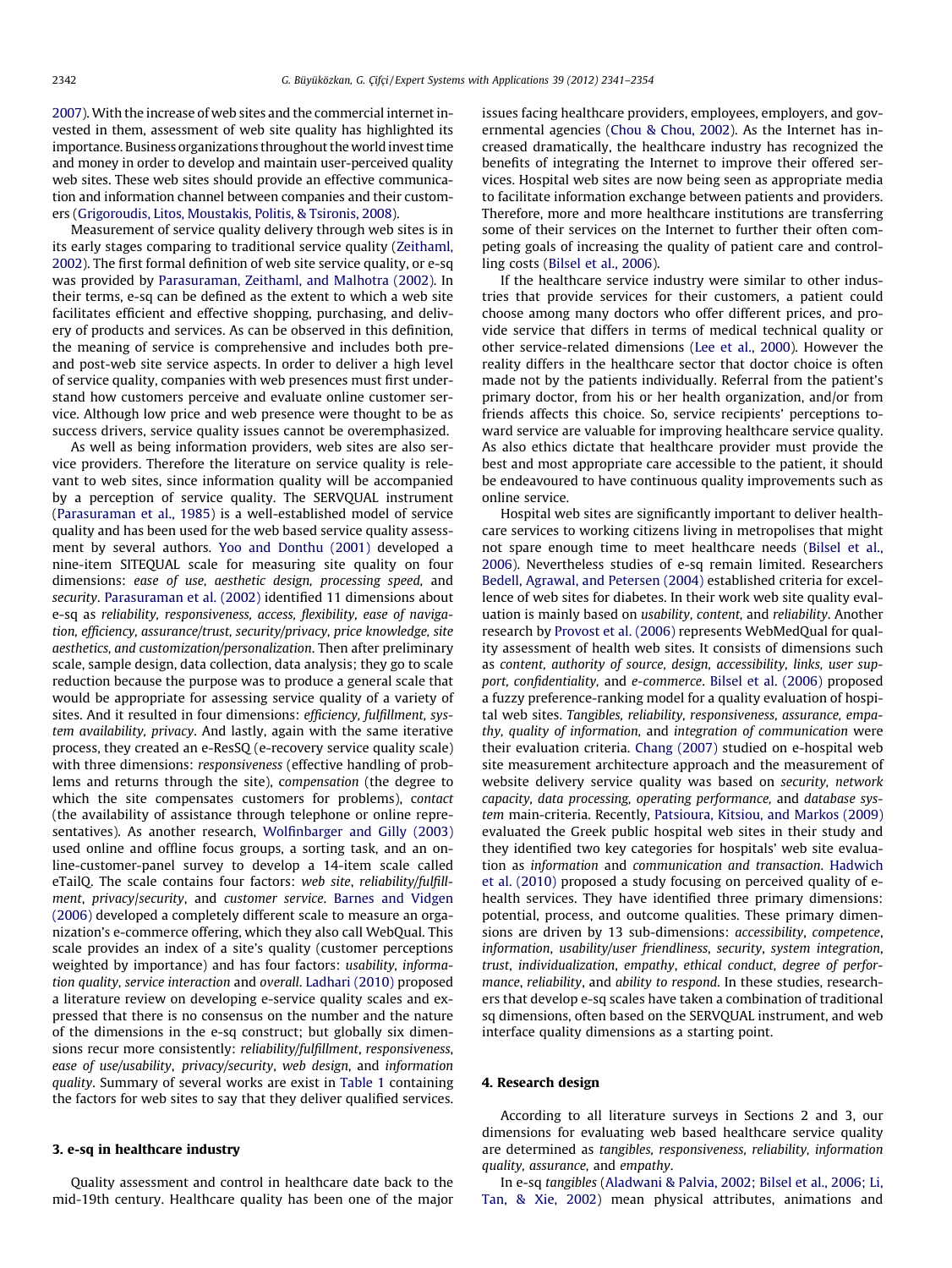2007). With the increase of web sites and the commercial internet invested in them, assessment of web site quality has highlighted its importance. Business organizations throughout the world invest time and money in order to develop and maintain user-perceived quality web sites. These web sites should provide an effective communication and information channel between companies and their customers (Grigoroudis, Litos, Moustakis, Politis, & Tsironis, 2008).

Measurement of service quality delivery through web sites is in its early stages comparing to traditional service quality (Zeithaml, 2002). The first formal definition of web site service quality, or e-sq was provided by Parasuraman, Zeithaml, and Malhotra (2002). In their terms, e-sq can be defined as the extent to which a web site facilitates efficient and effective shopping, purchasing, and delivery of products and services. As can be observed in this definition, the meaning of service is comprehensive and includes both pre- and post-web site service aspects. In order to deliver a high level of service quality, companies with web presences must first understand how customers perceive and evaluate online customer service. Although low price and web presence were thought to be as success drivers, service quality issues cannot be overemphasized.

As well as being information providers, web sites are also service providers. Therefore the literature on service quality is relevant to web sites, since information quality will be accompanied by a perception of service quality. The SERVQUAL instrument (Parasuraman et al., 1985) is a well-established model of service quality and has been used for the web based service quality assessment by several authors. Yoo and Donthu (2001) developed a nine-item SITEQUAL scale for measuring site quality on four dimensions: *ease of use, aesthetic design, processing speed,* and *security*. Parasuraman et al. (2002) identified 11 dimensions about e-sq as *reliability, responsiveness, access, flexibility, ease of navigation, efficiency, assurance/trust, security/privacy, price knowledge, site aesthetics, and customization/personalization*. Then after preliminary scale, sample design, data collection, data analysis; they go to scale reduction because the purpose was to produce a general scale that would be appropriate for assessing service quality of a variety of sites. And it resulted in four dimensions: *efficiency, fulfillment, system availability, privacy*. And lastly, again with the same iterative process, they created an e-ResSQ (e-recovery service quality scale) with three dimensions: *responsiveness* (effective handling of problems and returns through the site), *compensation* (the degree to which the site compensates customers for problems), *contact* (the availability of assistance through telephone or online representatives). As another research, Wolfinbarger and Gilly (2003) used online and offline focus groups, a sorting task, and an online-customer-panel survey to develop a 14-item scale called eTailQ. The scale contains four factors: *web site, reliability/fulfillment, privacy/security*, and *customer service*. Barnes and Vidgen (2006) developed a completely different scale to measure an organization's e-commerce offering, which they also call WebQual. This scale provides an index of a site's quality (customer perceptions weighted by importance) and has four factors: *usability, information quality, service interaction* and *overall*. Ladhari (2010) proposed a literature review on developing e-service quality scales and expressed that there is no consensus on the number and the nature of the dimensions in the e-sq construct; but globally six dimensions recur more consistently: *reliability/fulfillment, responsiveness, ease of use/usability, privacy/security, web design*, and *information quality*. Summary of several works are exist in Table 1 containing the factors for web sites to say that they deliver qualified services.

## 3. e-sq in healthcare industry

Quality assessment and control in healthcare date back to the mid-19th century. Healthcare quality has been one of the major issues facing healthcare providers, employees, employers, and governmental agencies (Chou & Chou, 2002). As the Internet has increased dramatically, the healthcare industry has recognized the benefits of integrating the Internet to improve their offered services. Hospital web sites are now being seen as appropriate media to facilitate information exchange between patients and providers. Therefore, more and more healthcare institutions are transferring some of their services on the Internet to further their often competing goals of increasing the quality of patient care and controlling costs (Bilsel et al., 2006).

If the healthcare service industry were similar to other industries that provide services for their customers, a patient could choose among many doctors who offer different prices, and provide service that differs in terms of medical technical quality or other service-related dimensions (Lee et al., 2000). However the reality differs in the healthcare sector that doctor choice is often made not by the patients individually. Referral from the patient's primary doctor, from his or her health organization, and/or from friends affects this choice. So, service recipients' perceptions toward service are valuable for improving healthcare service quality. As also ethics dictate that healthcare provider must provide the best and most appropriate care accessible to the patient, it should be endeavoured to have continuous quality improvements such as online service.

Hospital web sites are significantly important to deliver healthcare services to working citizens living in metropolises that might not spare enough time to meet healthcare needs (Bilsel et al., 2006). Nevertheless studies of e-sq remain limited. Researchers Bedell, Agrawal, and Petersen (2004) established criteria for excellence of web sites for diabetes. In their work web site quality evaluation is mainly based on *usability, content,* and *reliability*. Another research by Provost et al. (2006) represents WebMedQual for quality assessment of health web sites. It consists of dimensions such as *content, authority of source, design, accessibility, links, user support, confidentiality,* and *e-commerce*. Bilsel et al. (2006) proposed a fuzzy preference-ranking model for a quality evaluation of hospital web sites. *Tangibles, reliability, responsiveness, assurance, empathy, quality of information,* and *integration of communication* were their evaluation criteria. Chang (2007) studied on e-hospital web site measurement architecture approach and the measurement of website delivery service quality was based on *security, network capacity, data processing, operating performance,* and *database system* main-criteria. Recently, Patsioura, Kitsiou, and Markos (2009) evaluated the Greek public hospital web sites in their study and they identified two key categories for hospitals' web site evaluation as *information* and *communication and transaction*. Hadwich et al. (2010) proposed a study focusing on perceived quality of e-health services. They have identified three primary dimensions: potential, process, and outcome qualities. These primary dimensions are driven by 13 sub-dimensions: *accessibility, competence, information, usability/user friendliness, security, system integration, trust, individualization, empathy, ethical conduct, degree of performance, reliability,* and *ability to respond*. In these studies, researchers that develop e-sq scales have taken a combination of traditional sq dimensions, often based on the SERVQUAL instrument, and web interface quality dimensions as a starting point.

## 4. Research design

According to all literature surveys in Sections 2 and 3, our dimensions for evaluating web based healthcare service quality are determined as *tangibles, responsiveness, reliability, information quality, assurance,* and *empathy*.

In e-sq *tangibles* (Aladwani & Palvia, 2002; Bilsel et al., 2006; Li, Tan, & Xie, 2002) mean physical attributes, animations and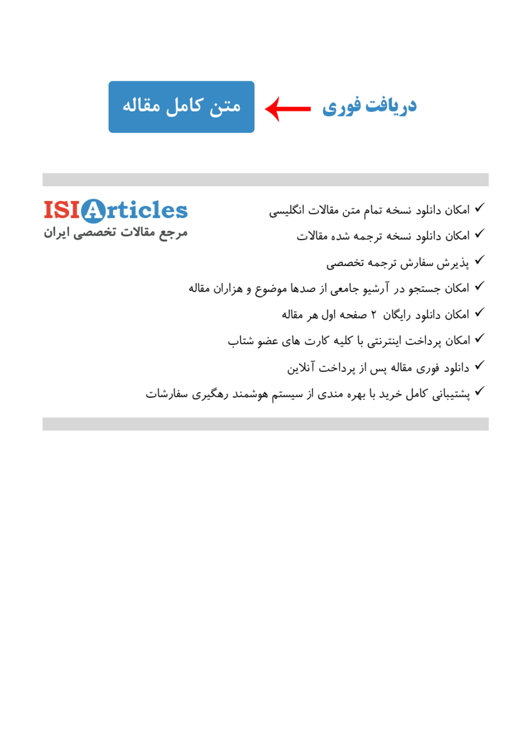دریافت فوری ← متن کامل مقاله

ISIArticles
مرجع مقالات تخصصی ایران

- ✓ امکان دانلود نسخه تمام متن مقالات انگلیسی
- ✓ امکان دانلود نسخه ترجمه شده مقالات
- ✓ پذیرش سفارش ترجمه تخصصی
- ✓ امکان جستجو در آرشیو جامعی از صدها موضوع و هزاران مقاله
- ✓ امکان دانلود رایگان ۲ صفحه اول هر مقاله
- ✓ امکان پرداخت اینترنتی با کلیه کارت های عضو شتاب
- ✓ دانلود فوری مقاله پس از پرداخت آنلاین
- ✓ پشتیبانی کامل خرید با بهره مندی از سیستم هوشمند رهگیری سفارشات